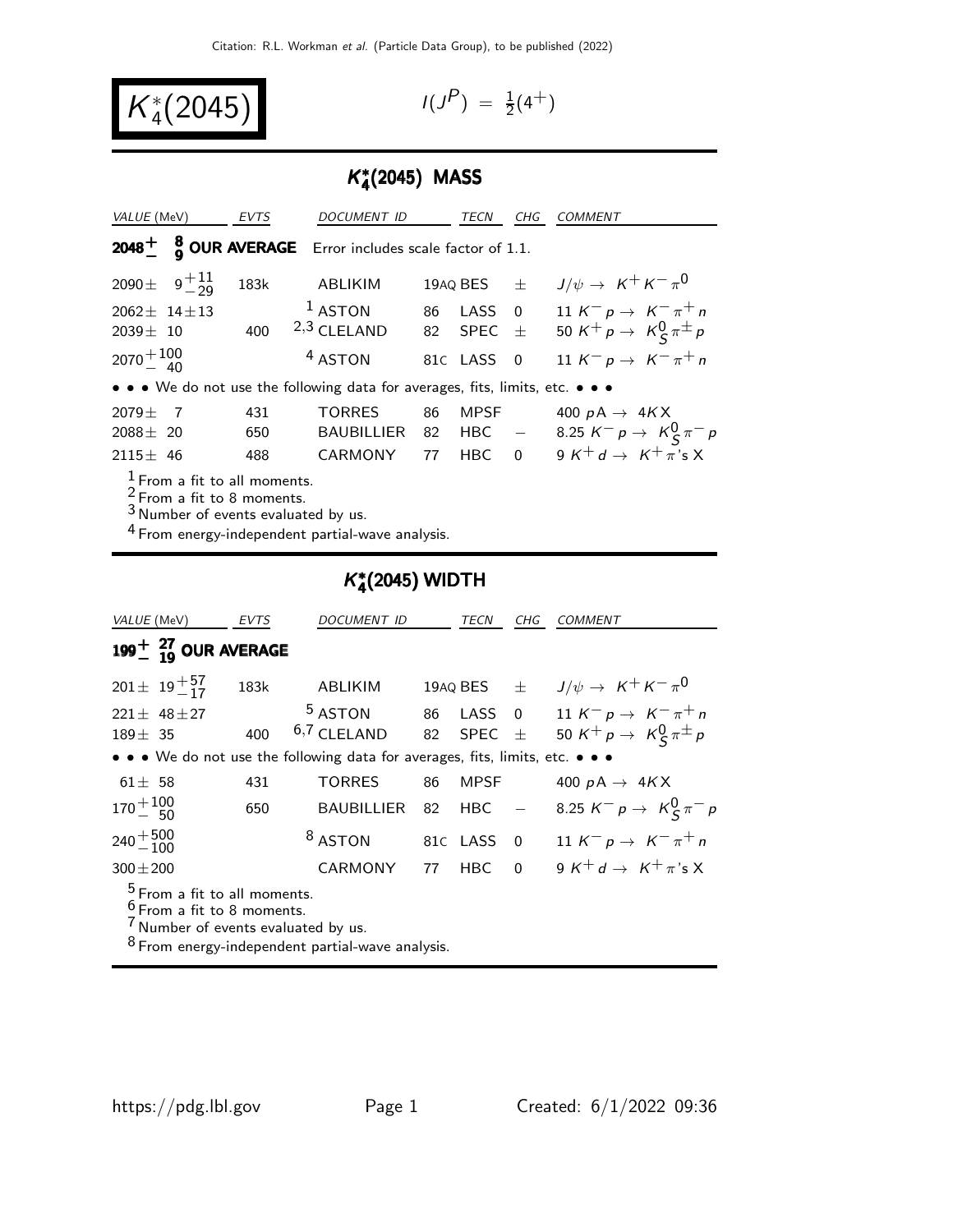# $K_4^*(2045)$

$I(J^P) = \frac{1}{2}(4^+)$

## $K_4^*(2045)$ MASS

| VALUE (MeV) | EVTS | DOCUMENT ID | | TECN | CHG | COMMENT |
|---|---|---|---|---|---|---|
| $2048^{+\ 8}_{-\ 9}$ **OUR AVERAGE** | Error includes scale factor of 1.1. | | | | | |
| $2090 \pm \ \ 9^{+11}_{-29}$ | 183k | ABLIKIM | 19AQ | BES | $\pm$ | $J/\psi \rightarrow K^+ K^- \pi^0$ |
| $2062 \pm \ 14 \pm 13$ | | [1] ASTON | 86 | LASS | 0 | $11\ K^- p \rightarrow K^- \pi^+ n$ |
| $2039 \pm \ 10$ | 400 | [2,3] CLELAND | 82 | SPEC | $\pm$ | $50\ K^+ p \rightarrow K^0_S \pi^\pm p$ |
| $2070^{+100}_{-\ 40}$ | | [4] ASTON | 81C | LASS | 0 | $11\ K^- p \rightarrow K^- \pi^+ n$ |
| • • • We do not use the following data for averages, fits, limits, etc. • • • | | | | | | |
| $2079 \pm \ \ 7$ | 431 | TORRES | 86 | MPSF | | $400\ pA \rightarrow 4KX$ |
| $2088 \pm \ 20$ | 650 | BAUBILLIER | 82 | HBC | $-$ | $8.25\ K^- p \rightarrow K^0_S \pi^- p$ |
| $2115 \pm \ 46$ | 488 | CARMONY | 77 | HBC | 0 | $9\ K^+ d \rightarrow K^+ \pi$'s X |

[1] From a fit to all moments.
[2] From a fit to 8 moments.
[3] Number of events evaluated by us.
[4] From energy-independent partial-wave analysis.

## $K_4^*(2045)$ WIDTH

| VALUE (MeV) | EVTS | DOCUMENT ID | | TECN | CHG | COMMENT |
|---|---|---|---|---|---|---|
| $199^{+\ 27}_{-\ 19}$ **OUR AVERAGE** | | | | | | |
| $201 \pm \ 19^{+57}_{-17}$ | 183k | ABLIKIM | 19AQ | BES | $\pm$ | $J/\psi \rightarrow K^+ K^- \pi^0$ |
| $221 \pm \ 48 \pm 27$ | | [5] ASTON | 86 | LASS | 0 | $11\ K^- p \rightarrow K^- \pi^+ n$ |
| $189 \pm \ 35$ | 400 | [6,7] CLELAND | 82 | SPEC | $\pm$ | $50\ K^+ p \rightarrow K^0_S \pi^\pm p$ |
| • • • We do not use the following data for averages, fits, limits, etc. • • • | | | | | | |
| $61 \pm \ 58$ | 431 | TORRES | 86 | MPSF | | $400\ pA \rightarrow 4KX$ |
| $170^{+100}_{-\ 50}$ | 650 | BAUBILLIER | 82 | HBC | $-$ | $8.25\ K^- p \rightarrow K^0_S \pi^- p$ |
| $240^{+500}_{-100}$ | | [8] ASTON | 81C | LASS | 0 | $11\ K^- p \rightarrow K^- \pi^+ n$ |
| $300 \pm 200$ | | CARMONY | 77 | HBC | 0 | $9\ K^+ d \rightarrow K^+ \pi$'s X |

[5] From a fit to all moments.
[6] From a fit to 8 moments.
[7] Number of events evaluated by us.
[8] From energy-independent partial-wave analysis.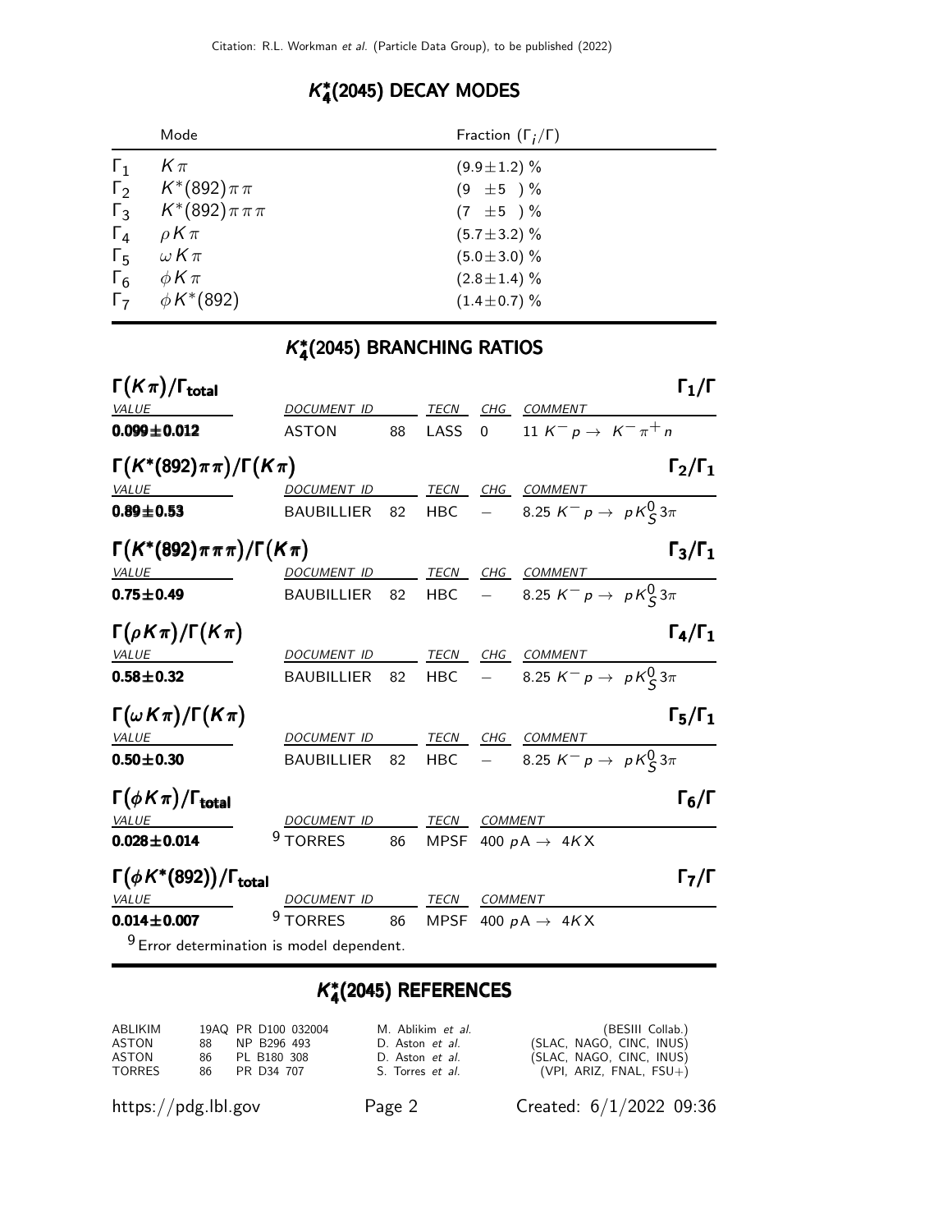## $K_4^*(2045)$ DECAY MODES

| | Mode | Fraction ($\Gamma_i/\Gamma$) |
|---|---|---|
| $\Gamma_1$ | $K\pi$ | $(9.9\pm1.2)$ % |
| $\Gamma_2$ | $K^*(892)\pi\pi$ | $(9\ \pm5\ )$ % |
| $\Gamma_3$ | $K^*(892)\pi\pi\pi$ | $(7\ \pm5\ )$ % |
| $\Gamma_4$ | $\rho K\pi$ | $(5.7\pm3.2)$ % |
| $\Gamma_5$ | $\omega K\pi$ | $(5.0\pm3.0)$ % |
| $\Gamma_6$ | $\phi K\pi$ | $(2.8\pm1.4)$ % |
| $\Gamma_7$ | $\phi K^*(892)$ | $(1.4\pm0.7)$ % |

## $K_4^*(2045)$ BRANCHING RATIOS

### $\Gamma(K\pi)/\Gamma_{\text{total}}$ — $\Gamma_1/\Gamma$

| VALUE | DOCUMENT ID | | TECN | CHG | COMMENT |
|---|---|---|---|---|---|
| **0.099±0.012** | ASTON | 88 | LASS | 0 | 11 $K^- p \to K^- \pi^+ n$ |

### $\Gamma(K^*(892)\pi\pi)/\Gamma(K\pi)$ — $\Gamma_2/\Gamma_1$

| VALUE | DOCUMENT ID | | TECN | CHG | COMMENT |
|---|---|---|---|---|---|
| **0.89±0.53** | BAUBILLIER | 82 | HBC | − | 8.25 $K^- p \to p K_S^0 3\pi$ |

### $\Gamma(K^*(892)\pi\pi\pi)/\Gamma(K\pi)$ — $\Gamma_3/\Gamma_1$

| VALUE | DOCUMENT ID | | TECN | CHG | COMMENT |
|---|---|---|---|---|---|
| **0.75±0.49** | BAUBILLIER | 82 | HBC | − | 8.25 $K^- p \to p K_S^0 3\pi$ |

### $\Gamma(\rho K\pi)/\Gamma(K\pi)$ — $\Gamma_4/\Gamma_1$

| VALUE | DOCUMENT ID | | TECN | CHG | COMMENT |
|---|---|---|---|---|---|
| **0.58±0.32** | BAUBILLIER | 82 | HBC | − | 8.25 $K^- p \to p K_S^0 3\pi$ |

### $\Gamma(\omega K\pi)/\Gamma(K\pi)$ — $\Gamma_5/\Gamma_1$

| VALUE | DOCUMENT ID | | TECN | CHG | COMMENT |
|---|---|---|---|---|---|
| **0.50±0.30** | BAUBILLIER | 82 | HBC | − | 8.25 $K^- p \to p K_S^0 3\pi$ |

### $\Gamma(\phi K\pi)/\Gamma_{\text{total}}$ — $\Gamma_6/\Gamma$

| VALUE | DOCUMENT ID | | TECN | COMMENT |
|---|---|---|---|---|
| **0.028±0.014** | [9] TORRES | 86 | MPSF | 400 $pA \to 4KX$ |

### $\Gamma(\phi K^*(892))/\Gamma_{\text{total}}$ — $\Gamma_7/\Gamma$

| VALUE | DOCUMENT ID | | TECN | COMMENT |
|---|---|---|---|---|
| **0.014±0.007** | [9] TORRES | 86 | MPSF | 400 $pA \to 4KX$ |

[9] Error determination is model dependent.

## $K_4^*(2045)$ REFERENCES

| | | | | |
|---|---|---|---|---|
| ABLIKIM | 19AQ | PR D100 032004 | M. Ablikim *et al.* | (BESIII Collab.) |
| ASTON | 88 | NP B296 493 | D. Aston *et al.* | (SLAC, NAGO, CINC, INUS) |
| ASTON | 86 | PL B180 308 | D. Aston *et al.* | (SLAC, NAGO, CINC, INUS) |
| TORRES | 86 | PR D34 707 | S. Torres *et al.* | (VPI, ARIZ, FNAL, FSU+) |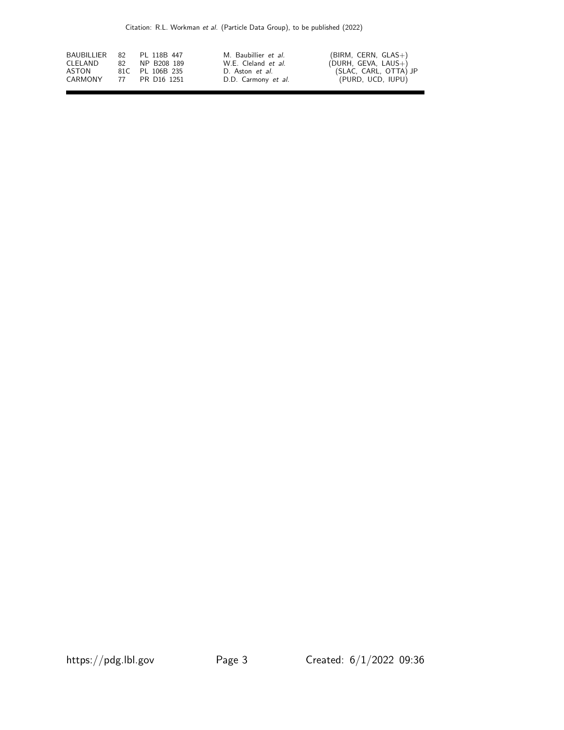| | | | | |
|---|---|---|---|---|
| BAUBILLIER | 82 | PL 118B 447 | M. Baubillier *et al.* | (BIRM, CERN, GLAS+) |
| CLELAND | 82 | NP B208 189 | W.E. Cleland *et al.* | (DURH, GEVA, LAUS+) |
| ASTON | 81C | PL 106B 235 | D. Aston *et al.* | (SLAC, CARL, OTTA) JP |
| CARMONY | 77 | PR D16 1251 | D.D. Carmony *et al.* | (PURD, UCD, IUPU) |